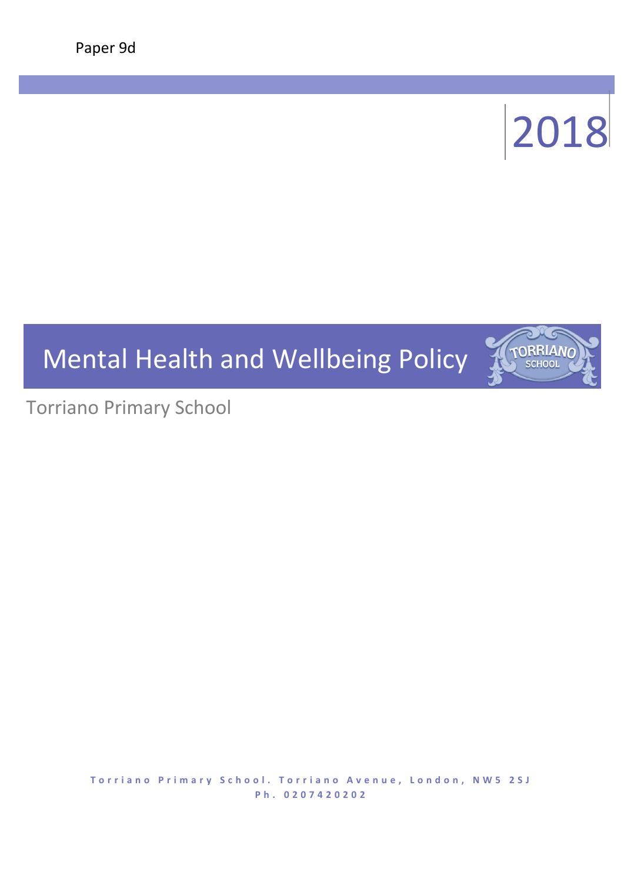Paper 9d

2018

# Mental Health and Wellbeing Policy

Torriano Primary School

Torriano Primary School. Torriano Avenue, London, NW5 2SJ
Ph. 0207420202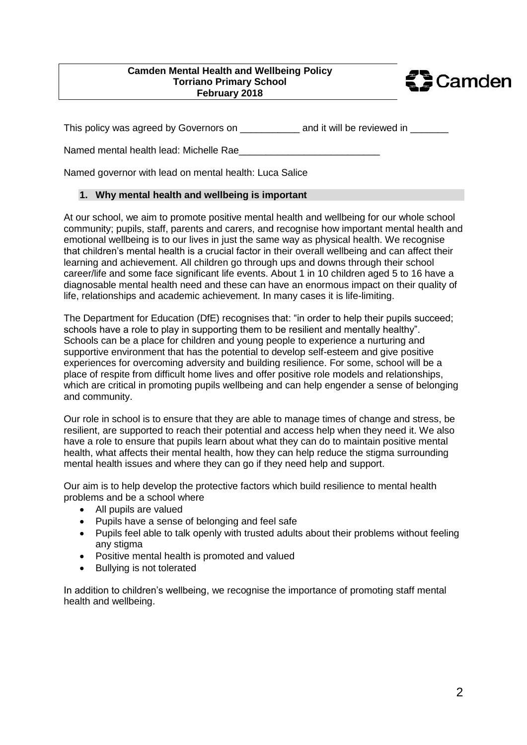**Camden Mental Health and Wellbeing Policy**
**Torriano Primary School**
**February 2018**

Camden

This policy was agreed by Governors on ___________ and it will be reviewed in _______

Named mental health lead: Michelle Rae__________________________

Named governor with lead on mental health: Luca Salice

## 1. Why mental health and wellbeing is important

At our school, we aim to promote positive mental health and wellbeing for our whole school community; pupils, staff, parents and carers, and recognise how important mental health and emotional wellbeing is to our lives in just the same way as physical health. We recognise that children's mental health is a crucial factor in their overall wellbeing and can affect their learning and achievement. All children go through ups and downs through their school career/life and some face significant life events. About 1 in 10 children aged 5 to 16 have a diagnosable mental health need and these can have an enormous impact on their quality of life, relationships and academic achievement. In many cases it is life-limiting.

The Department for Education (DfE) recognises that: "in order to help their pupils succeed; schools have a role to play in supporting them to be resilient and mentally healthy". Schools can be a place for children and young people to experience a nurturing and supportive environment that has the potential to develop self-esteem and give positive experiences for overcoming adversity and building resilience. For some, school will be a place of respite from difficult home lives and offer positive role models and relationships, which are critical in promoting pupils wellbeing and can help engender a sense of belonging and community.

Our role in school is to ensure that they are able to manage times of change and stress, be resilient, are supported to reach their potential and access help when they need it. We also have a role to ensure that pupils learn about what they can do to maintain positive mental health, what affects their mental health, how they can help reduce the stigma surrounding mental health issues and where they can go if they need help and support.

Our aim is to help develop the protective factors which build resilience to mental health problems and be a school where

- All pupils are valued
- Pupils have a sense of belonging and feel safe
- Pupils feel able to talk openly with trusted adults about their problems without feeling any stigma
- Positive mental health is promoted and valued
- Bullying is not tolerated

In addition to children's wellbeing, we recognise the importance of promoting staff mental health and wellbeing.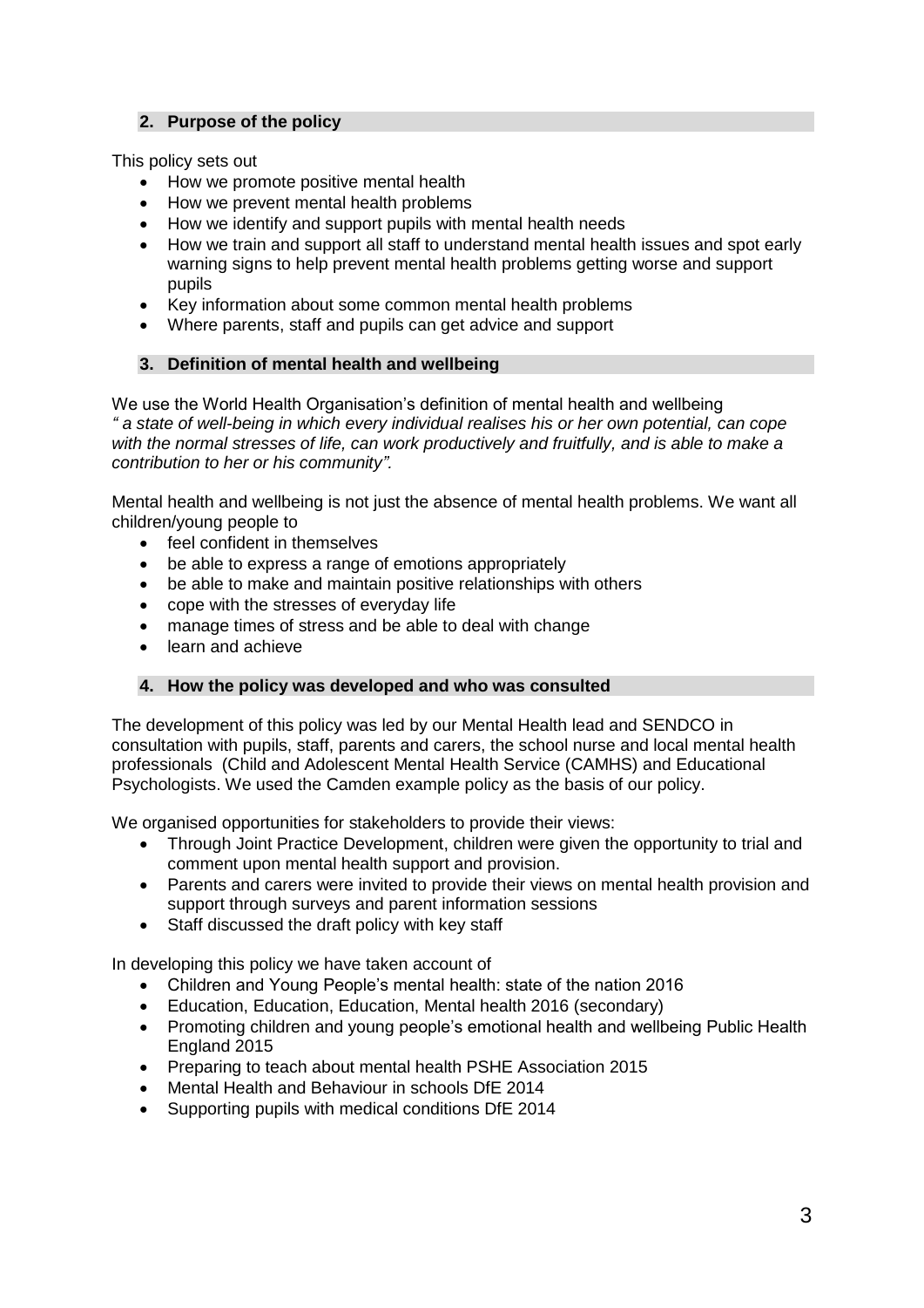## 2. Purpose of the policy

This policy sets out

- How we promote positive mental health
- How we prevent mental health problems
- How we identify and support pupils with mental health needs
- How we train and support all staff to understand mental health issues and spot early warning signs to help prevent mental health problems getting worse and support pupils
- Key information about some common mental health problems
- Where parents, staff and pupils can get advice and support

## 3. Definition of mental health and wellbeing

We use the World Health Organisation's definition of mental health and wellbeing *" a state of well-being in which every individual realises his or her own potential, can cope with the normal stresses of life, can work productively and fruitfully, and is able to make a contribution to her or his community".*

Mental health and wellbeing is not just the absence of mental health problems. We want all children/young people to

- feel confident in themselves
- be able to express a range of emotions appropriately
- be able to make and maintain positive relationships with others
- cope with the stresses of everyday life
- manage times of stress and be able to deal with change
- learn and achieve

## 4. How the policy was developed and who was consulted

The development of this policy was led by our Mental Health lead and SENDCO in consultation with pupils, staff, parents and carers, the school nurse and local mental health professionals (Child and Adolescent Mental Health Service (CAMHS) and Educational Psychologists. We used the Camden example policy as the basis of our policy.

We organised opportunities for stakeholders to provide their views:

- Through Joint Practice Development, children were given the opportunity to trial and comment upon mental health support and provision.
- Parents and carers were invited to provide their views on mental health provision and support through surveys and parent information sessions
- Staff discussed the draft policy with key staff

In developing this policy we have taken account of

- Children and Young People's mental health: state of the nation 2016
- Education, Education, Education, Mental health 2016 (secondary)
- Promoting children and young people's emotional health and wellbeing Public Health England 2015
- Preparing to teach about mental health PSHE Association 2015
- Mental Health and Behaviour in schools DfE 2014
- Supporting pupils with medical conditions DfE 2014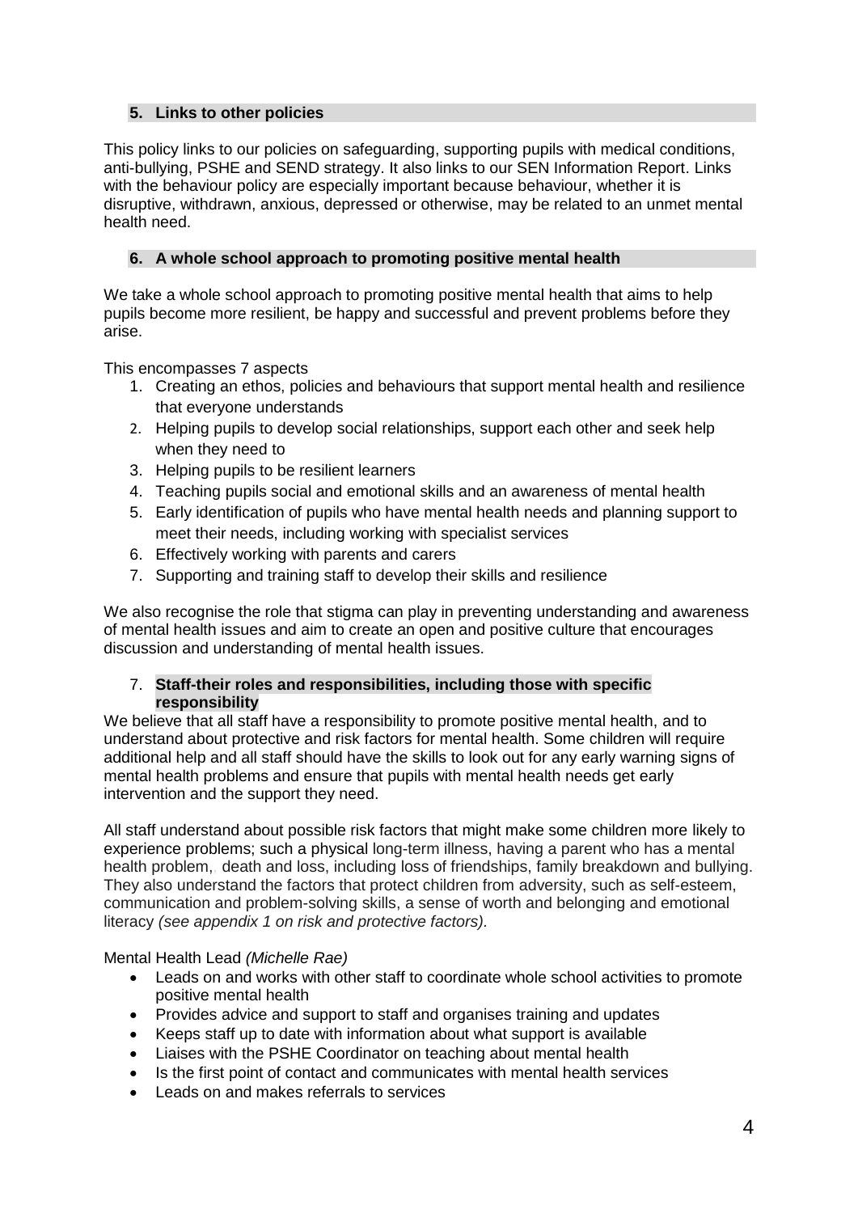## 5. Links to other policies

This policy links to our policies on safeguarding, supporting pupils with medical conditions, anti-bullying, PSHE and SEND strategy. It also links to our SEN Information Report. Links with the behaviour policy are especially important because behaviour, whether it is disruptive, withdrawn, anxious, depressed or otherwise, may be related to an unmet mental health need.

## 6. A whole school approach to promoting positive mental health

We take a whole school approach to promoting positive mental health that aims to help pupils become more resilient, be happy and successful and prevent problems before they arise.

This encompasses 7 aspects

1. Creating an ethos, policies and behaviours that support mental health and resilience that everyone understands
2. Helping pupils to develop social relationships, support each other and seek help when they need to
3. Helping pupils to be resilient learners
4. Teaching pupils social and emotional skills and an awareness of mental health
5. Early identification of pupils who have mental health needs and planning support to meet their needs, including working with specialist services
6. Effectively working with parents and carers
7. Supporting and training staff to develop their skills and resilience

We also recognise the role that stigma can play in preventing understanding and awareness of mental health issues and aim to create an open and positive culture that encourages discussion and understanding of mental health issues.

## 7. Staff-their roles and responsibilities, including those with specific responsibility

We believe that all staff have a responsibility to promote positive mental health, and to understand about protective and risk factors for mental health. Some children will require additional help and all staff should have the skills to look out for any early warning signs of mental health problems and ensure that pupils with mental health needs get early intervention and the support they need.

All staff understand about possible risk factors that might make some children more likely to experience problems; such a physical long-term illness, having a parent who has a mental health problem, death and loss, including loss of friendships, family breakdown and bullying. They also understand the factors that protect children from adversity, such as self-esteem, communication and problem-solving skills, a sense of worth and belonging and emotional literacy *(see appendix 1 on risk and protective factors).*

Mental Health Lead *(Michelle Rae)*

- Leads on and works with other staff to coordinate whole school activities to promote positive mental health
- Provides advice and support to staff and organises training and updates
- Keeps staff up to date with information about what support is available
- Liaises with the PSHE Coordinator on teaching about mental health
- Is the first point of contact and communicates with mental health services
- Leads on and makes referrals to services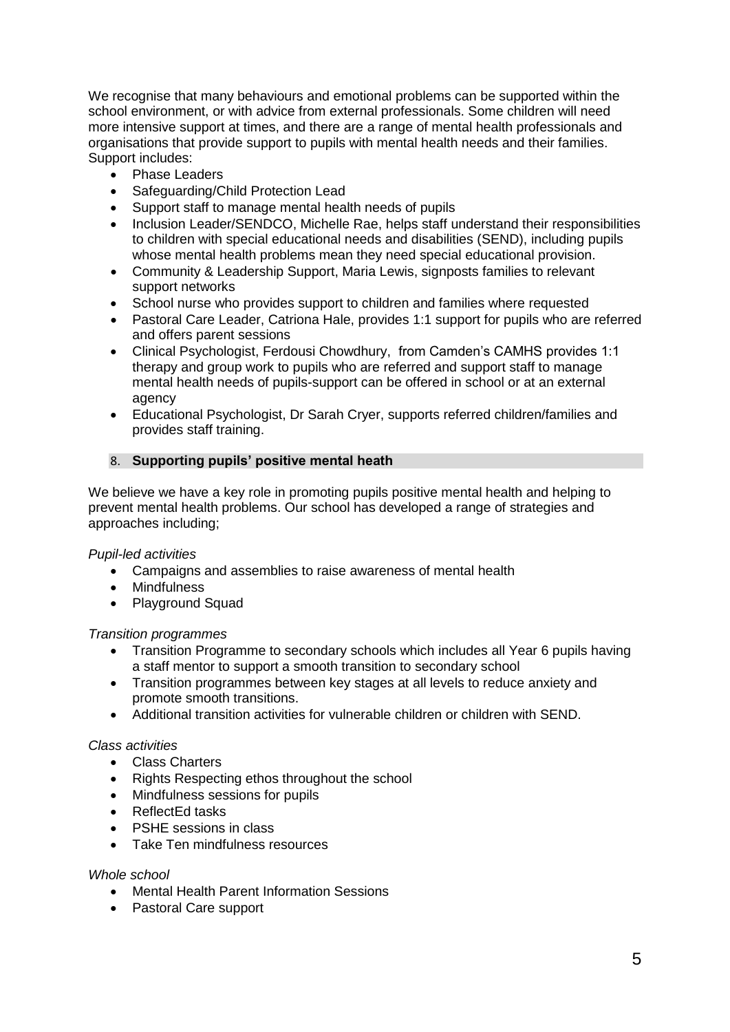We recognise that many behaviours and emotional problems can be supported within the school environment, or with advice from external professionals. Some children will need more intensive support at times, and there are a range of mental health professionals and organisations that provide support to pupils with mental health needs and their families. Support includes:

- Phase Leaders
- Safeguarding/Child Protection Lead
- Support staff to manage mental health needs of pupils
- Inclusion Leader/SENDCO, Michelle Rae, helps staff understand their responsibilities to children with special educational needs and disabilities (SEND), including pupils whose mental health problems mean they need special educational provision.
- Community & Leadership Support, Maria Lewis, signposts families to relevant support networks
- School nurse who provides support to children and families where requested
- Pastoral Care Leader, Catriona Hale, provides 1:1 support for pupils who are referred and offers parent sessions
- Clinical Psychologist, Ferdousi Chowdhury, from Camden's CAMHS provides 1:1 therapy and group work to pupils who are referred and support staff to manage mental health needs of pupils-support can be offered in school or at an external agency
- Educational Psychologist, Dr Sarah Cryer, supports referred children/families and provides staff training.

## 8. **Supporting pupils' positive mental heath**

We believe we have a key role in promoting pupils positive mental health and helping to prevent mental health problems. Our school has developed a range of strategies and approaches including;

*Pupil-led activities*

- Campaigns and assemblies to raise awareness of mental health
- Mindfulness
- Playground Squad

*Transition programmes*

- Transition Programme to secondary schools which includes all Year 6 pupils having a staff mentor to support a smooth transition to secondary school
- Transition programmes between key stages at all levels to reduce anxiety and promote smooth transitions.
- Additional transition activities for vulnerable children or children with SEND.

*Class activities*

- Class Charters
- Rights Respecting ethos throughout the school
- Mindfulness sessions for pupils
- ReflectEd tasks
- PSHE sessions in class
- Take Ten mindfulness resources

*Whole school*

- Mental Health Parent Information Sessions
- Pastoral Care support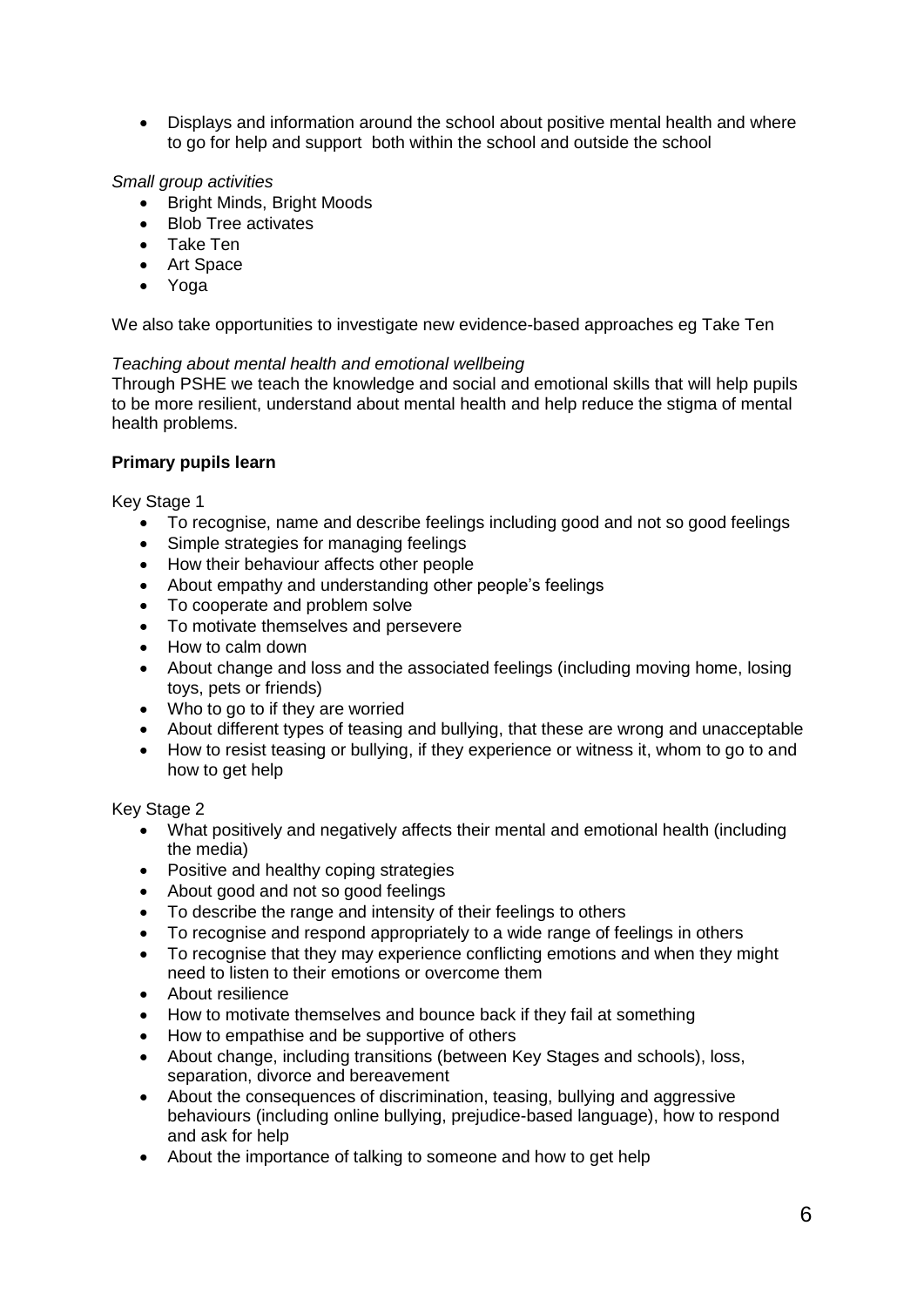- Displays and information around the school about positive mental health and where to go for help and support both within the school and outside the school

*Small group activities*

- Bright Minds, Bright Moods
- Blob Tree activates
- Take Ten
- Art Space
- Yoga

We also take opportunities to investigate new evidence-based approaches eg Take Ten

*Teaching about mental health and emotional wellbeing*

Through PSHE we teach the knowledge and social and emotional skills that will help pupils to be more resilient, understand about mental health and help reduce the stigma of mental health problems.

**Primary pupils learn**

Key Stage 1

- To recognise, name and describe feelings including good and not so good feelings
- Simple strategies for managing feelings
- How their behaviour affects other people
- About empathy and understanding other people's feelings
- To cooperate and problem solve
- To motivate themselves and persevere
- How to calm down
- About change and loss and the associated feelings (including moving home, losing toys, pets or friends)
- Who to go to if they are worried
- About different types of teasing and bullying, that these are wrong and unacceptable
- How to resist teasing or bullying, if they experience or witness it, whom to go to and how to get help

Key Stage 2

- What positively and negatively affects their mental and emotional health (including the media)
- Positive and healthy coping strategies
- About good and not so good feelings
- To describe the range and intensity of their feelings to others
- To recognise and respond appropriately to a wide range of feelings in others
- To recognise that they may experience conflicting emotions and when they might need to listen to their emotions or overcome them
- About resilience
- How to motivate themselves and bounce back if they fail at something
- How to empathise and be supportive of others
- About change, including transitions (between Key Stages and schools), loss, separation, divorce and bereavement
- About the consequences of discrimination, teasing, bullying and aggressive behaviours (including online bullying, prejudice-based language), how to respond and ask for help
- About the importance of talking to someone and how to get help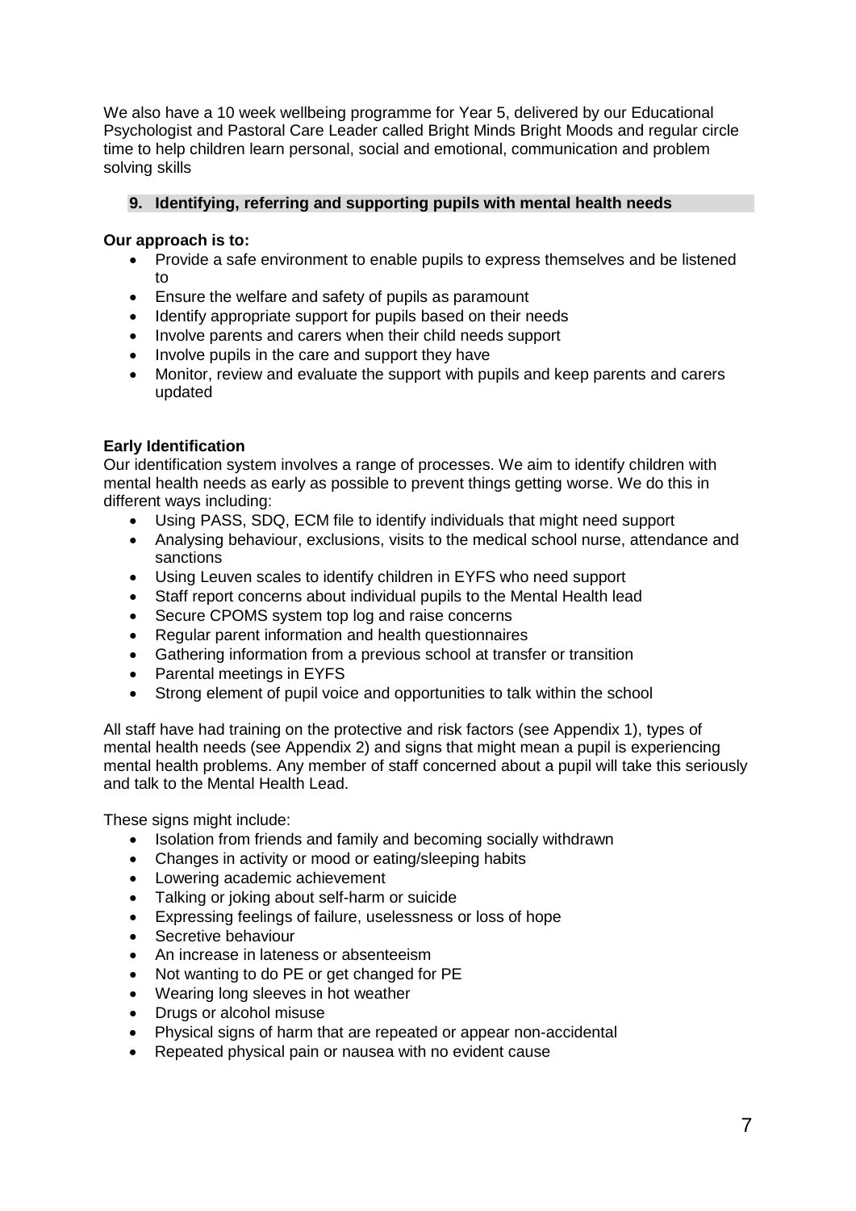We also have a 10 week wellbeing programme for Year 5, delivered by our Educational Psychologist and Pastoral Care Leader called Bright Minds Bright Moods and regular circle time to help children learn personal, social and emotional, communication and problem solving skills

## 9. Identifying, referring and supporting pupils with mental health needs

**Our approach is to:**

- Provide a safe environment to enable pupils to express themselves and be listened to
- Ensure the welfare and safety of pupils as paramount
- Identify appropriate support for pupils based on their needs
- Involve parents and carers when their child needs support
- Involve pupils in the care and support they have
- Monitor, review and evaluate the support with pupils and keep parents and carers updated

**Early Identification**

Our identification system involves a range of processes. We aim to identify children with mental health needs as early as possible to prevent things getting worse. We do this in different ways including:

- Using PASS, SDQ, ECM file to identify individuals that might need support
- Analysing behaviour, exclusions, visits to the medical school nurse, attendance and sanctions
- Using Leuven scales to identify children in EYFS who need support
- Staff report concerns about individual pupils to the Mental Health lead
- Secure CPOMS system top log and raise concerns
- Regular parent information and health questionnaires
- Gathering information from a previous school at transfer or transition
- Parental meetings in EYFS
- Strong element of pupil voice and opportunities to talk within the school

All staff have had training on the protective and risk factors (see Appendix 1), types of mental health needs (see Appendix 2) and signs that might mean a pupil is experiencing mental health problems. Any member of staff concerned about a pupil will take this seriously and talk to the Mental Health Lead.

These signs might include:

- Isolation from friends and family and becoming socially withdrawn
- Changes in activity or mood or eating/sleeping habits
- Lowering academic achievement
- Talking or joking about self-harm or suicide
- Expressing feelings of failure, uselessness or loss of hope
- Secretive behaviour
- An increase in lateness or absenteeism
- Not wanting to do PE or get changed for PE
- Wearing long sleeves in hot weather
- Drugs or alcohol misuse
- Physical signs of harm that are repeated or appear non-accidental
- Repeated physical pain or nausea with no evident cause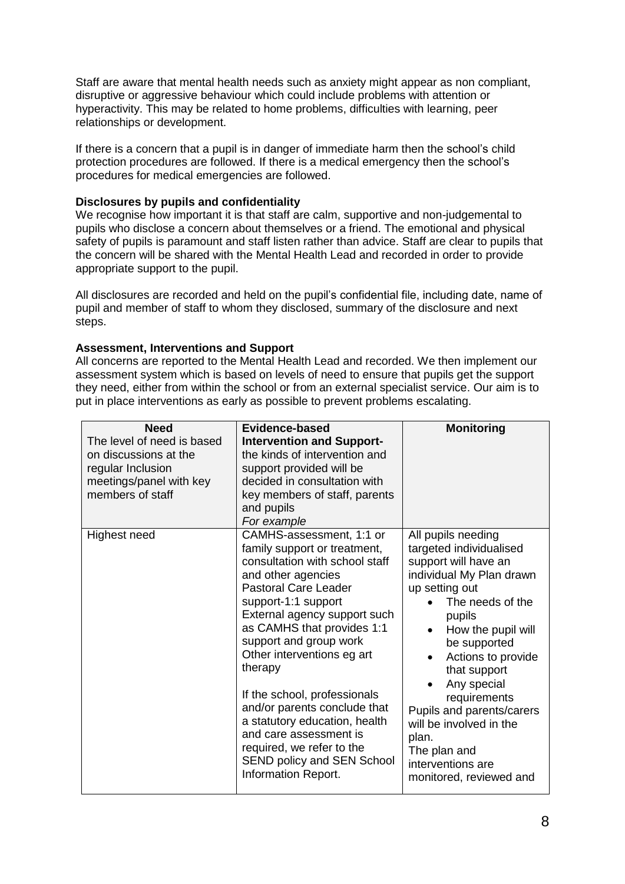Staff are aware that mental health needs such as anxiety might appear as non compliant, disruptive or aggressive behaviour which could include problems with attention or hyperactivity. This may be related to home problems, difficulties with learning, peer relationships or development.

If there is a concern that a pupil is in danger of immediate harm then the school's child protection procedures are followed. If there is a medical emergency then the school's procedures for medical emergencies are followed.

**Disclosures by pupils and confidentiality**

We recognise how important it is that staff are calm, supportive and non-judgemental to pupils who disclose a concern about themselves or a friend. The emotional and physical safety of pupils is paramount and staff listen rather than advice. Staff are clear to pupils that the concern will be shared with the Mental Health Lead and recorded in order to provide appropriate support to the pupil.

All disclosures are recorded and held on the pupil's confidential file, including date, name of pupil and member of staff to whom they disclosed, summary of the disclosure and next steps.

**Assessment, Interventions and Support**

All concerns are reported to the Mental Health Lead and recorded. We then implement our assessment system which is based on levels of need to ensure that pupils get the support they need, either from within the school or from an external specialist service. Our aim is to put in place interventions as early as possible to prevent problems escalating.

| **Need**<br>The level of need is based on discussions at the regular Inclusion meetings/panel with key members of staff | **Evidence-based Intervention and Support-**<br>the kinds of intervention and support provided will be decided in consultation with key members of staff, parents and pupils<br>*For example* | **Monitoring** |
|---|---|---|
| Highest need | CAMHS-assessment, 1:1 or family support or treatment, consultation with school staff and other agencies<br>Pastoral Care Leader support-1:1 support<br>External agency support such as CAMHS that provides 1:1 support and group work<br>Other interventions eg art therapy<br><br>If the school, professionals and/or parents conclude that a statutory education, health and care assessment is required, we refer to the SEND policy and SEN School Information Report. | All pupils needing targeted individualised support will have an individual My Plan drawn up setting out<br>• The needs of the pupils<br>• How the pupil will be supported<br>• Actions to provide that support<br>• Any special requirements<br>Pupils and parents/carers will be involved in the plan.<br>The plan and interventions are monitored, reviewed and |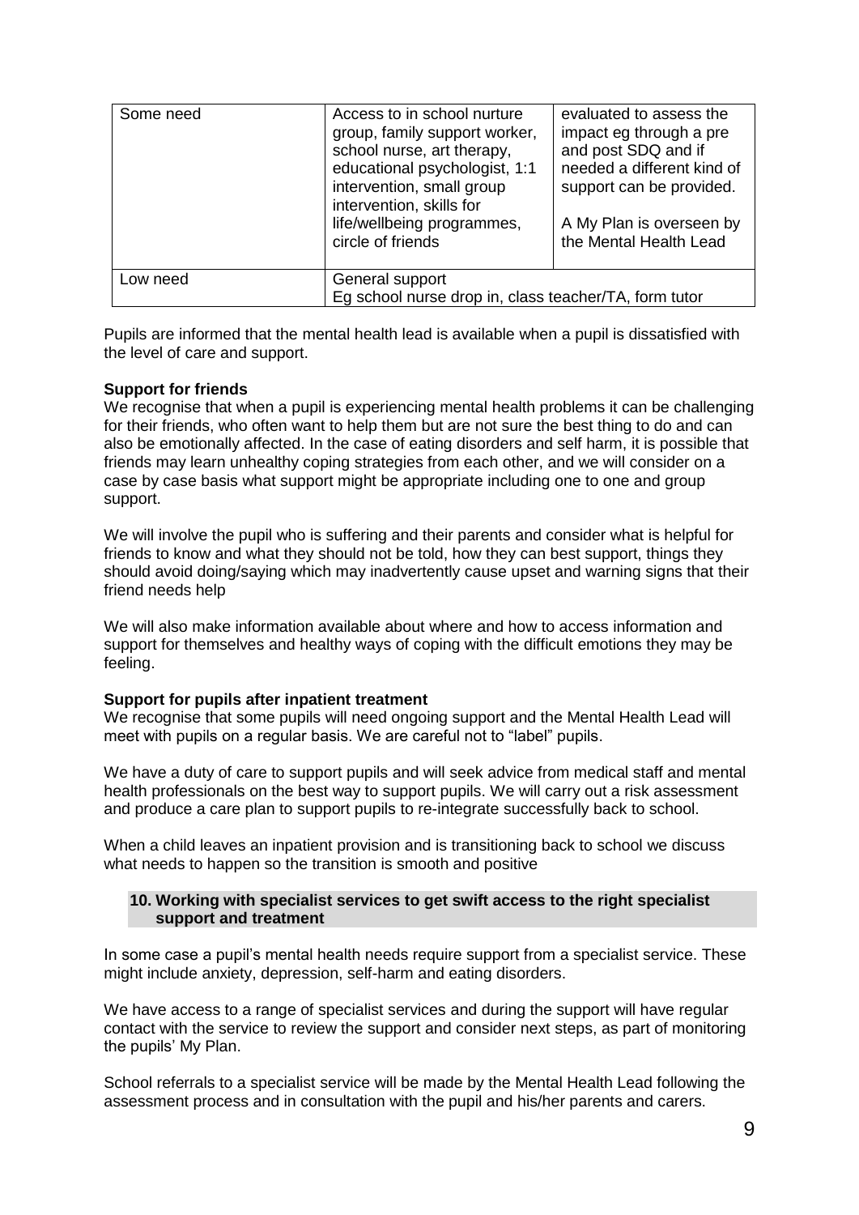| Some need | Access to in school nurture group, family support worker, school nurse, art therapy, educational psychologist, 1:1 intervention, small group intervention, skills for life/wellbeing programmes, circle of friends | evaluated to assess the impact eg through a pre and post SDQ and if needed a different kind of support can be provided.<br><br>A My Plan is overseen by the Mental Health Lead |
|---|---|---|
| Low need | General support<br>Eg school nurse drop in, class teacher/TA, form tutor | |

Pupils are informed that the mental health lead is available when a pupil is dissatisfied with the level of care and support.

**Support for friends**
We recognise that when a pupil is experiencing mental health problems it can be challenging for their friends, who often want to help them but are not sure the best thing to do and can also be emotionally affected. In the case of eating disorders and self harm, it is possible that friends may learn unhealthy coping strategies from each other, and we will consider on a case by case basis what support might be appropriate including one to one and group support.

We will involve the pupil who is suffering and their parents and consider what is helpful for friends to know and what they should not be told, how they can best support, things they should avoid doing/saying which may inadvertently cause upset and warning signs that their friend needs help

We will also make information available about where and how to access information and support for themselves and healthy ways of coping with the difficult emotions they may be feeling.

**Support for pupils after inpatient treatment**
We recognise that some pupils will need ongoing support and the Mental Health Lead will meet with pupils on a regular basis. We are careful not to "label" pupils.

We have a duty of care to support pupils and will seek advice from medical staff and mental health professionals on the best way to support pupils. We will carry out a risk assessment and produce a care plan to support pupils to re-integrate successfully back to school.

When a child leaves an inpatient provision and is transitioning back to school we discuss what needs to happen so the transition is smooth and positive

## 10. Working with specialist services to get swift access to the right specialist support and treatment

In some case a pupil's mental health needs require support from a specialist service. These might include anxiety, depression, self-harm and eating disorders.

We have access to a range of specialist services and during the support will have regular contact with the service to review the support and consider next steps, as part of monitoring the pupils' My Plan.

School referrals to a specialist service will be made by the Mental Health Lead following the assessment process and in consultation with the pupil and his/her parents and carers.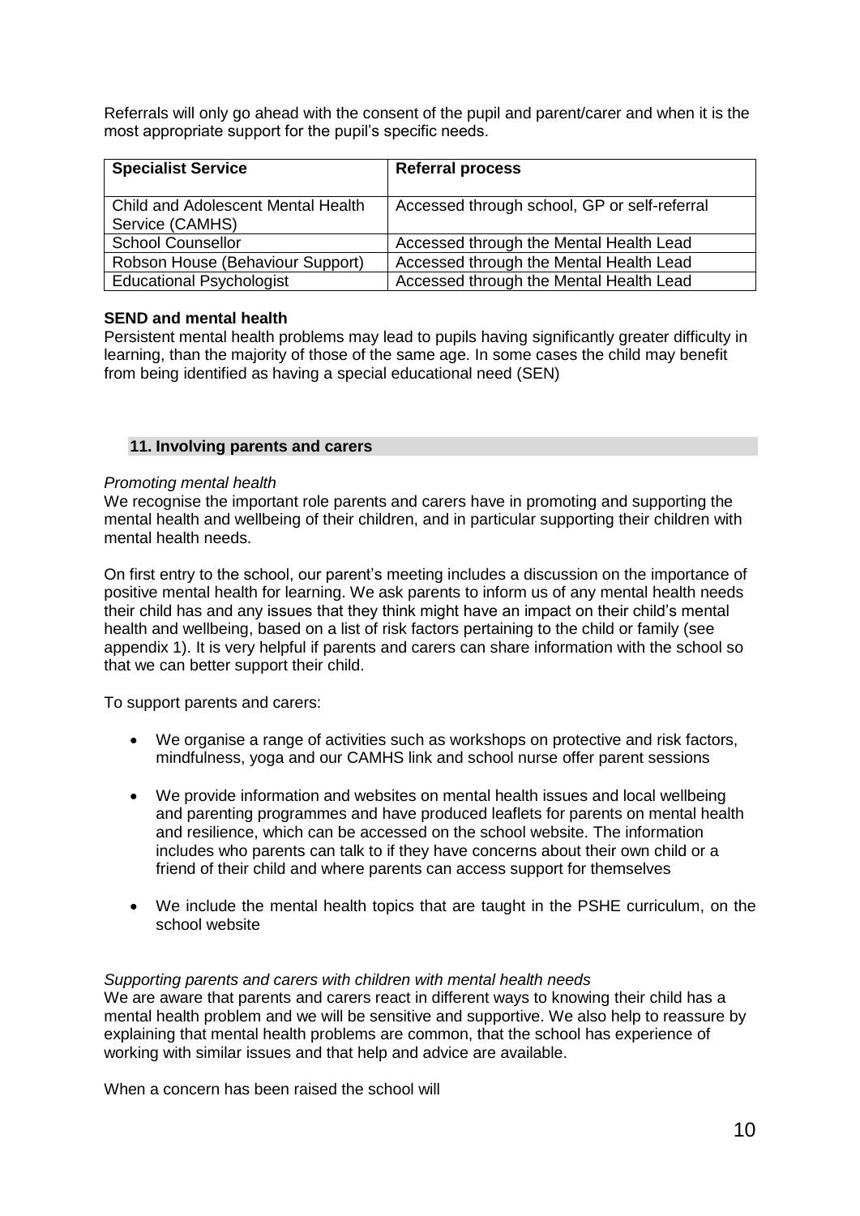Referrals will only go ahead with the consent of the pupil and parent/carer and when it is the most appropriate support for the pupil's specific needs.

| Specialist Service | Referral process |
|---|---|
| Child and Adolescent Mental Health Service (CAMHS) | Accessed through school, GP or self-referral |
| School Counsellor | Accessed through the Mental Health Lead |
| Robson House (Behaviour Support) | Accessed through the Mental Health Lead |
| Educational Psychologist | Accessed through the Mental Health Lead |

**SEND and mental health**

Persistent mental health problems may lead to pupils having significantly greater difficulty in learning, than the majority of those of the same age. In some cases the child may benefit from being identified as having a special educational need (SEN)

## 11. Involving parents and carers

*Promoting mental health*

We recognise the important role parents and carers have in promoting and supporting the mental health and wellbeing of their children, and in particular supporting their children with mental health needs.

On first entry to the school, our parent's meeting includes a discussion on the importance of positive mental health for learning. We ask parents to inform us of any mental health needs their child has and any issues that they think might have an impact on their child's mental health and wellbeing, based on a list of risk factors pertaining to the child or family (see appendix 1). It is very helpful if parents and carers can share information with the school so that we can better support their child.

To support parents and carers:

- We organise a range of activities such as workshops on protective and risk factors, mindfulness, yoga and our CAMHS link and school nurse offer parent sessions
- We provide information and websites on mental health issues and local wellbeing and parenting programmes and have produced leaflets for parents on mental health and resilience, which can be accessed on the school website. The information includes who parents can talk to if they have concerns about their own child or a friend of their child and where parents can access support for themselves
- We include the mental health topics that are taught in the PSHE curriculum, on the school website

*Supporting parents and carers with children with mental health needs*

We are aware that parents and carers react in different ways to knowing their child has a mental health problem and we will be sensitive and supportive. We also help to reassure by explaining that mental health problems are common, that the school has experience of working with similar issues and that help and advice are available.

When a concern has been raised the school will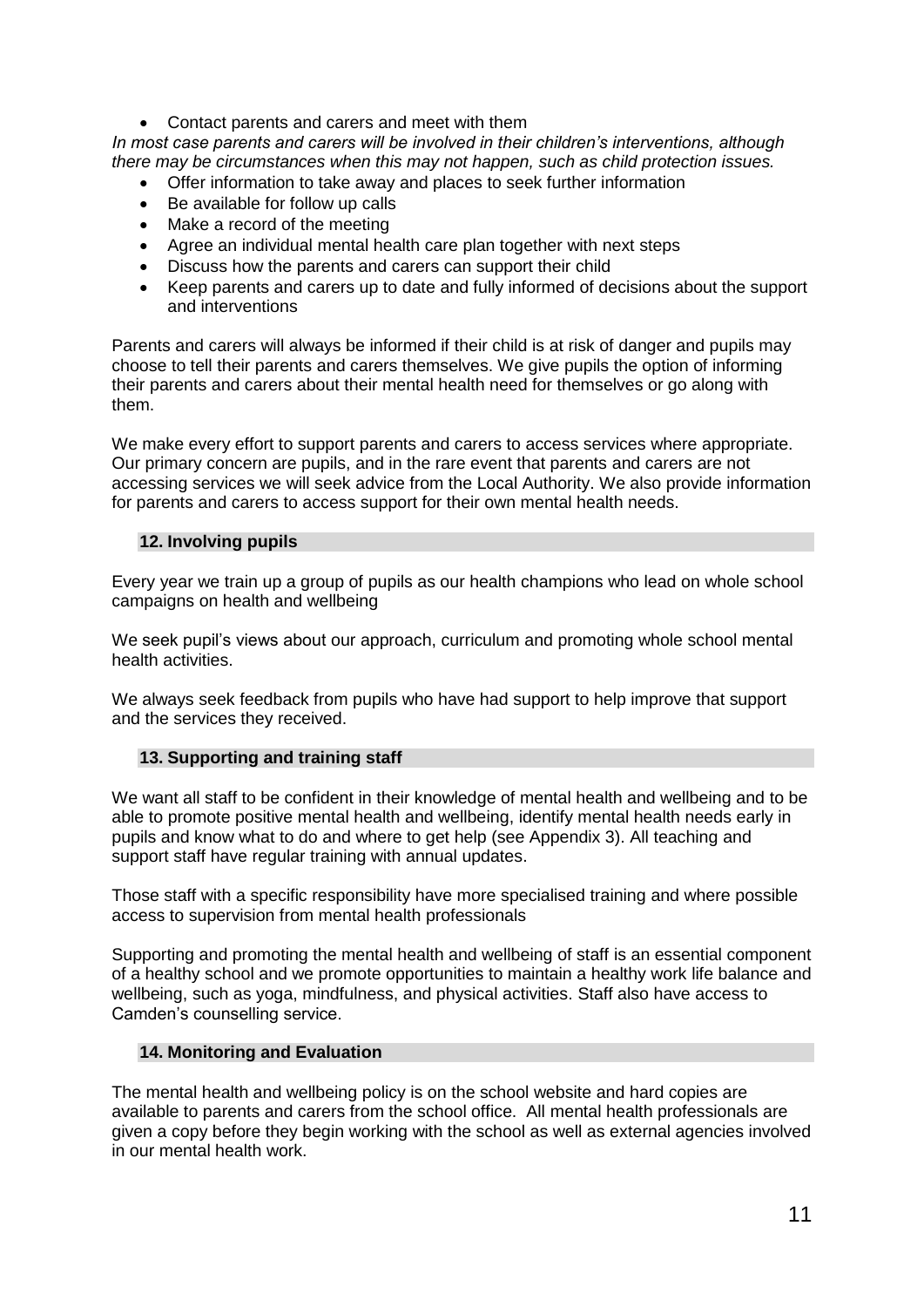- Contact parents and carers and meet with them

*In most case parents and carers will be involved in their children's interventions, although there may be circumstances when this may not happen, such as child protection issues.*

- Offer information to take away and places to seek further information
- Be available for follow up calls
- Make a record of the meeting
- Agree an individual mental health care plan together with next steps
- Discuss how the parents and carers can support their child
- Keep parents and carers up to date and fully informed of decisions about the support and interventions

Parents and carers will always be informed if their child is at risk of danger and pupils may choose to tell their parents and carers themselves. We give pupils the option of informing their parents and carers about their mental health need for themselves or go along with them.

We make every effort to support parents and carers to access services where appropriate. Our primary concern are pupils, and in the rare event that parents and carers are not accessing services we will seek advice from the Local Authority. We also provide information for parents and carers to access support for their own mental health needs.

## 12. Involving pupils

Every year we train up a group of pupils as our health champions who lead on whole school campaigns on health and wellbeing

We seek pupil's views about our approach, curriculum and promoting whole school mental health activities.

We always seek feedback from pupils who have had support to help improve that support and the services they received.

## 13. Supporting and training staff

We want all staff to be confident in their knowledge of mental health and wellbeing and to be able to promote positive mental health and wellbeing, identify mental health needs early in pupils and know what to do and where to get help (see Appendix 3). All teaching and support staff have regular training with annual updates.

Those staff with a specific responsibility have more specialised training and where possible access to supervision from mental health professionals

Supporting and promoting the mental health and wellbeing of staff is an essential component of a healthy school and we promote opportunities to maintain a healthy work life balance and wellbeing, such as yoga, mindfulness, and physical activities. Staff also have access to Camden's counselling service.

## 14. Monitoring and Evaluation

The mental health and wellbeing policy is on the school website and hard copies are available to parents and carers from the school office. All mental health professionals are given a copy before they begin working with the school as well as external agencies involved in our mental health work.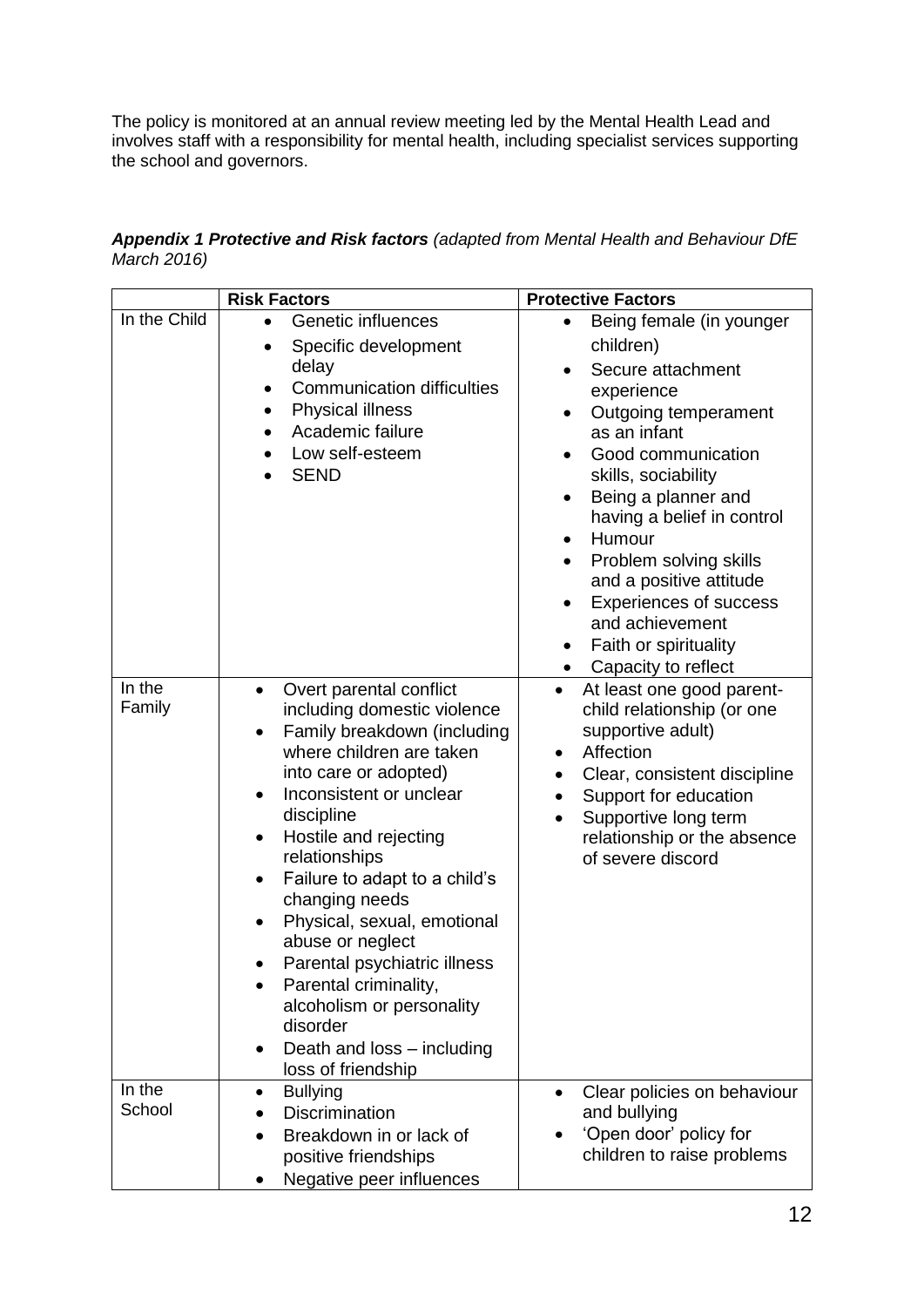The policy is monitored at an annual review meeting led by the Mental Health Lead and involves staff with a responsibility for mental health, including specialist services supporting the school and governors.

***Appendix 1 Protective and Risk factors*** *(adapted from Mental Health and Behaviour DfE March 2016)*

| | **Risk Factors** | **Protective Factors** |
|---|---|---|
| In the Child | • Genetic influences<br>• Specific development delay<br>• Communication difficulties<br>• Physical illness<br>• Academic failure<br>• Low self-esteem<br>• SEND | • Being female (in younger children)<br>• Secure attachment experience<br>• Outgoing temperament as an infant<br>• Good communication skills, sociability<br>• Being a planner and having a belief in control<br>• Humour<br>• Problem solving skills and a positive attitude<br>• Experiences of success and achievement<br>• Faith or spirituality<br>• Capacity to reflect |
| In the Family | • Overt parental conflict including domestic violence<br>• Family breakdown (including where children are taken into care or adopted)<br>• Inconsistent or unclear discipline<br>• Hostile and rejecting relationships<br>• Failure to adapt to a child's changing needs<br>• Physical, sexual, emotional abuse or neglect<br>• Parental psychiatric illness<br>• Parental criminality, alcoholism or personality disorder<br>• Death and loss – including loss of friendship | • At least one good parent-child relationship (or one supportive adult)<br>• Affection<br>• Clear, consistent discipline<br>• Support for education<br>• Supportive long term relationship or the absence of severe discord |
| In the School | • Bullying<br>• Discrimination<br>• Breakdown in or lack of positive friendships<br>• Negative peer influences | • Clear policies on behaviour and bullying<br>• 'Open door' policy for children to raise problems |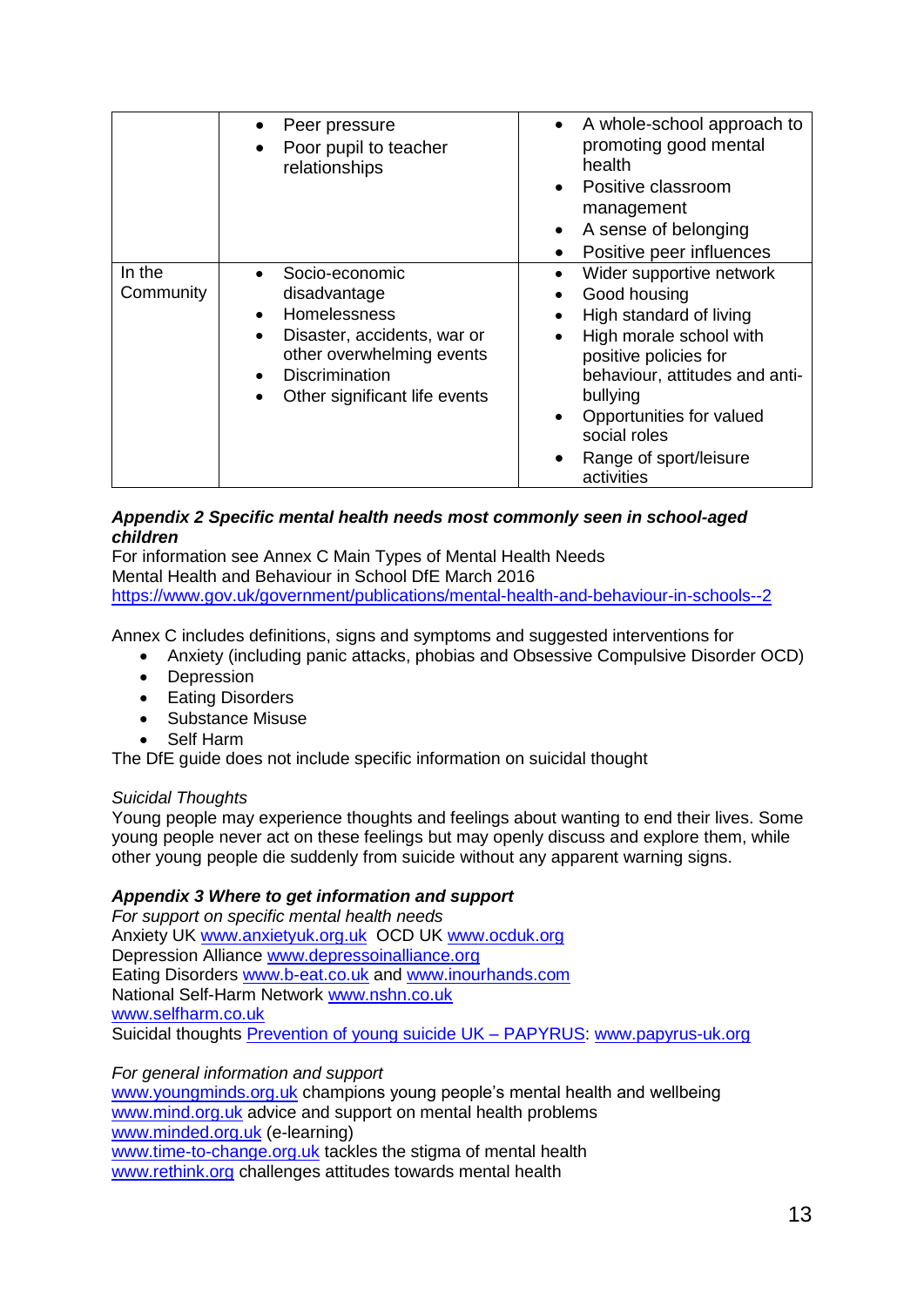| | | |
|---|---|---|
| | • Peer pressure<br>• Poor pupil to teacher relationships | • A whole-school approach to promoting good mental health<br>• Positive classroom management<br>• A sense of belonging<br>• Positive peer influences |
| In the Community | • Socio-economic disadvantage<br>• Homelessness<br>• Disaster, accidents, war or other overwhelming events<br>• Discrimination<br>• Other significant life events | • Wider supportive network<br>• Good housing<br>• High standard of living<br>• High morale school with positive policies for behaviour, attitudes and anti-bullying<br>• Opportunities for valued social roles<br>• Range of sport/leisure activities |

***Appendix 2 Specific mental health needs most commonly seen in school-aged children***

For information see Annex C Main Types of Mental Health Needs
Mental Health and Behaviour in School DfE March 2016
https://www.gov.uk/government/publications/mental-health-and-behaviour-in-schools--2

Annex C includes definitions, signs and symptoms and suggested interventions for

- Anxiety (including panic attacks, phobias and Obsessive Compulsive Disorder OCD)
- Depression
- Eating Disorders
- Substance Misuse
- Self Harm

The DfE guide does not include specific information on suicidal thought

*Suicidal Thoughts*

Young people may experience thoughts and feelings about wanting to end their lives. Some young people never act on these feelings but may openly discuss and explore them, while other young people die suddenly from suicide without any apparent warning signs.

***Appendix 3 Where to get information and support***

*For support on specific mental health needs*

Anxiety UK www.anxietyuk.org.uk OCD UK www.ocduk.org
Depression Alliance www.depressoinalliance.org
Eating Disorders www.b-eat.co.uk and www.inourhands.com
National Self-Harm Network www.nshn.co.uk
www.selfharm.co.uk
Suicidal thoughts Prevention of young suicide UK – PAPYRUS: www.papyrus-uk.org

*For general information and support*

www.youngminds.org.uk champions young people's mental health and wellbeing
www.mind.org.uk advice and support on mental health problems
www.minded.org.uk (e-learning)
www.time-to-change.org.uk tackles the stigma of mental health
www.rethink.org challenges attitudes towards mental health